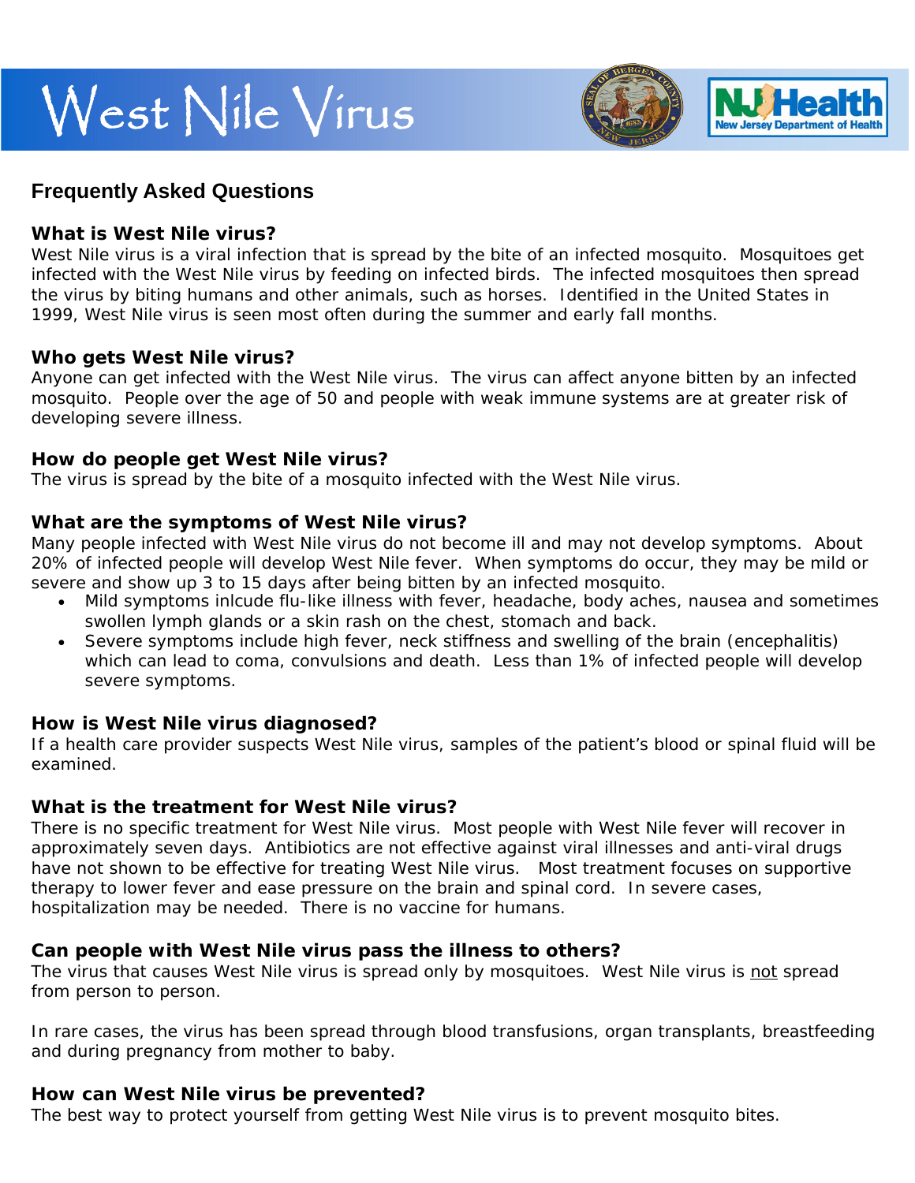# West Nile Virus

## Frequently Asked Questions

### What is West Nile virus?

West Nile virus is a viral infection that is spread by the bite of an infected mosquito. Mosquitoes get infected with the West Nile virus by feeding on infected birds. The infected mosquitoes then spread the virus by biting humans and other animals, such as horses. Identified in the United States in 1999, West Nile virus is seen most often during the summer and early fall months.

### Who gets West Nile virus?

Anyone can get infected with the West Nile virus. The virus can affect anyone bitten by an infected mosquito. People over the age of 50 and people with weak immune systems are at greater risk of developing severe illness.

### How do people get West Nile virus?

The virus is spread by the bite of a mosquito infected with the West Nile virus.

### What are the symptoms of West Nile virus?

Many people infected with West Nile virus do not become ill and may not develop symptoms. About 20% of infected people will develop West Nile fever. When symptoms do occur, they may be mild or severe and show up 3 to 15 days after being bitten by an infected mosquito.

- Mild symptoms inlcude flu-like illness with fever, headache, body aches, nausea and sometimes swollen lymph glands or a skin rash on the chest, stomach and back.
- Severe symptoms include high fever, neck stiffness and swelling of the brain (encephalitis) which can lead to coma, convulsions and death. Less than 1% of infected people will develop severe symptoms.

### How is West Nile virus diagnosed?

If a health care provider suspects West Nile virus, samples of the patient's blood or spinal fluid will be examined.

### What is the treatment for West Nile virus?

There is no specific treatment for West Nile virus. Most people with West Nile fever will recover in approximately seven days. Antibiotics are not effective against viral illnesses and anti-viral drugs have not shown to be effective for treating West Nile virus. Most treatment focuses on supportive therapy to lower fever and ease pressure on the brain and spinal cord. In severe cases, hospitalization may be needed. There is no vaccine for humans.

### Can people with West Nile virus pass the illness to others?

The virus that causes West Nile virus is spread only by mosquitoes. West Nile virus is not spread from person to person.

In rare cases, the virus has been spread through blood transfusions, organ transplants, breastfeeding and during pregnancy from mother to baby.

### How can West Nile virus be prevented?

The best way to protect yourself from getting West Nile virus is to prevent mosquito bites.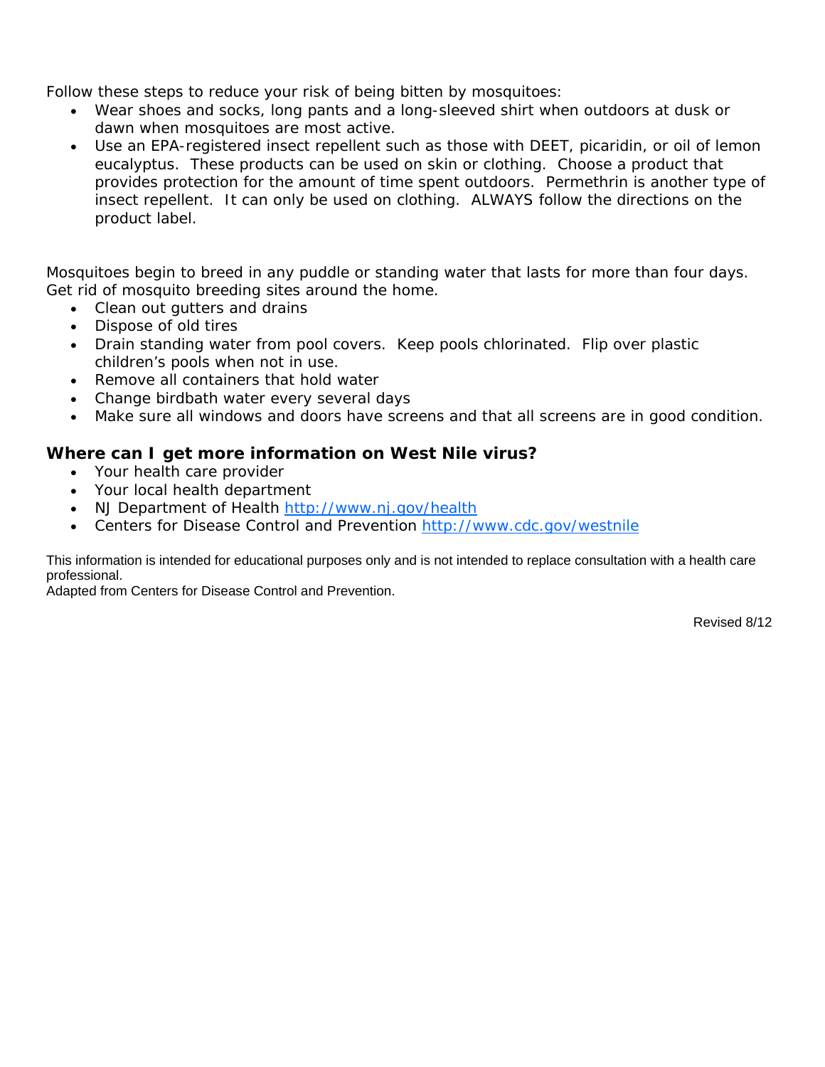Follow these steps to reduce your risk of being bitten by mosquitoes:

- Wear shoes and socks, long pants and a long-sleeved shirt when outdoors at dusk or dawn when mosquitoes are most active.
- Use an EPA-registered insect repellent such as those with DEET, picaridin, or oil of lemon eucalyptus. These products can be used on skin or clothing. Choose a product that provides protection for the amount of time spent outdoors. Permethrin is another type of insect repellent. It can only be used on clothing. ALWAYS follow the directions on the product label.

Mosquitoes begin to breed in any puddle or standing water that lasts for more than four days. Get rid of mosquito breeding sites around the home.

- Clean out gutters and drains
- Dispose of old tires
- Drain standing water from pool covers. Keep pools chlorinated. Flip over plastic children's pools when not in use.
- Remove all containers that hold water
- Change birdbath water every several days
- Make sure all windows and doors have screens and that all screens are in good condition.

### Where can I get more information on West Nile virus?

- Your health care provider
- Your local health department
- NJ Department of Health http://www.nj.gov/health
- Centers for Disease Control and Prevention http://www.cdc.gov/westnile

This information is intended for educational purposes only and is not intended to replace consultation with a health care professional.
Adapted from Centers for Disease Control and Prevention.

Revised 8/12